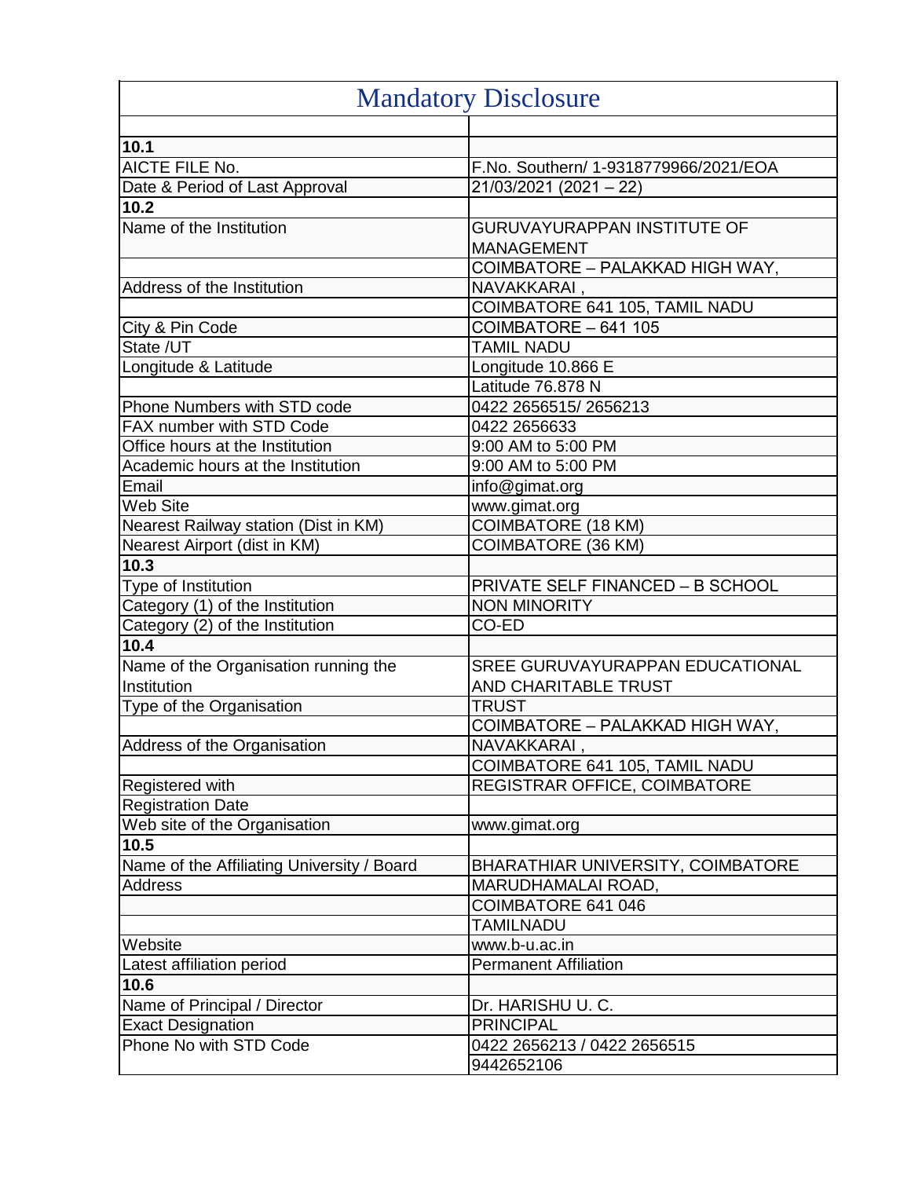# Mandatory Disclosure

| | |
|---|---|
| **10.1** | |
| AICTE FILE No. | F.No. Southern/ 1-9318779966/2021/EOA |
| Date & Period of Last Approval | 21/03/2021 (2021 – 22) |
| **10.2** | |
| Name of the Institution | GURUVAYURAPPAN INSTITUTE OF MANAGEMENT |
| | COIMBATORE – PALAKKAD HIGH WAY, |
| Address of the Institution | NAVAKKARAI , |
| | COIMBATORE 641 105, TAMIL NADU |
| City & Pin Code | COIMBATORE – 641 105 |
| State /UT | TAMIL NADU |
| Longitude & Latitude | Longitude 10.866 E |
| | Latitude 76.878 N |
| Phone Numbers with STD code | 0422 2656515/ 2656213 |
| FAX number with STD Code | 0422 2656633 |
| Office hours at the Institution | 9:00 AM to 5:00 PM |
| Academic hours at the Institution | 9:00 AM to 5:00 PM |
| Email | info@gimat.org |
| Web Site | www.gimat.org |
| Nearest Railway station (Dist in KM) | COIMBATORE (18 KM) |
| Nearest Airport (dist in KM) | COIMBATORE (36 KM) |
| **10.3** | |
| Type of Institution | PRIVATE SELF FINANCED – B SCHOOL |
| Category (1) of the Institution | NON MINORITY |
| Category (2) of the Institution | CO-ED |
| **10.4** | |
| Name of the Organisation running the Institution | SREE GURUVAYURAPPAN EDUCATIONAL AND CHARITABLE TRUST |
| Type of the Organisation | TRUST |
| | COIMBATORE – PALAKKAD HIGH WAY, |
| Address of the Organisation | NAVAKKARAI , |
| | COIMBATORE 641 105, TAMIL NADU |
| Registered with | REGISTRAR OFFICE, COIMBATORE |
| Registration Date | |
| Web site of the Organisation | www.gimat.org |
| **10.5** | |
| Name of the Affiliating University / Board | BHARATHIAR UNIVERSITY, COIMBATORE |
| Address | MARUDHAMALAI ROAD, |
| | COIMBATORE 641 046 |
| | TAMILNADU |
| Website | www.b-u.ac.in |
| Latest affiliation period | Permanent Affiliation |
| **10.6** | |
| Name of Principal / Director | Dr. HARISHU U. C. |
| Exact Designation | PRINCIPAL |
| Phone No with STD Code | 0422 2656213 / 0422 2656515 |
| | 9442652106 |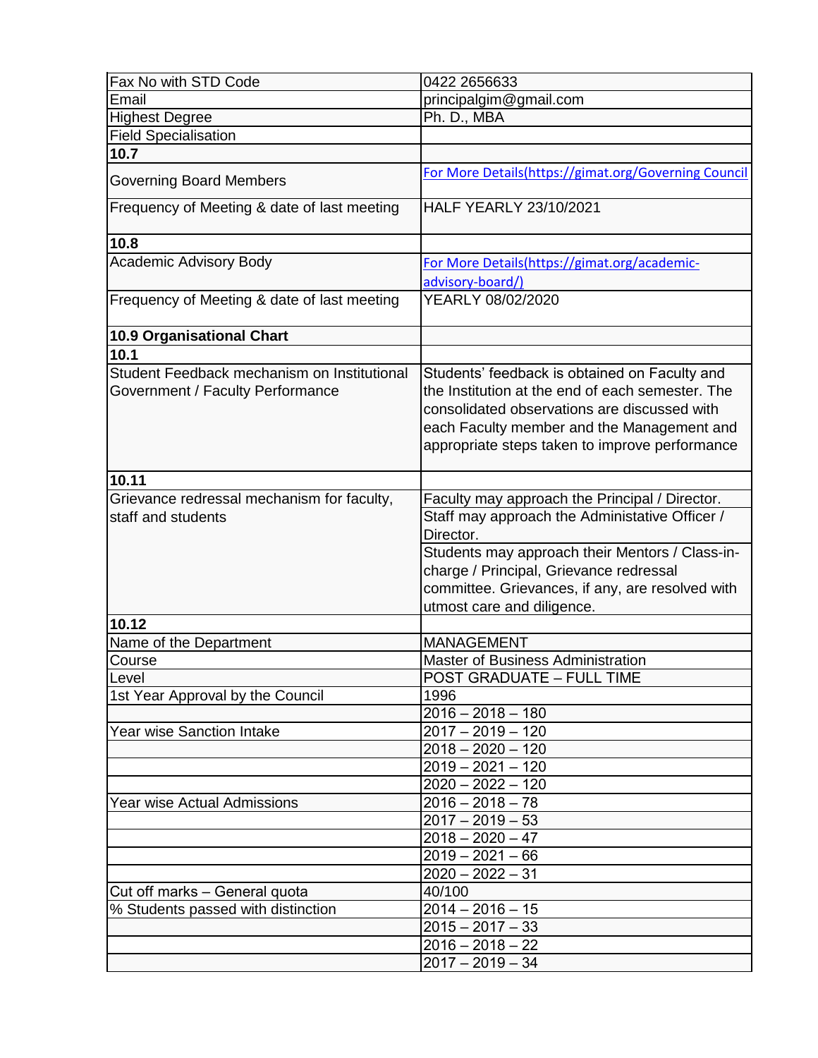| | |
|---|---|
| Fax No with STD Code | 0422 2656633 |
| Email | principalgim@gmail.com |
| Highest Degree | Ph. D., MBA |
| Field Specialisation | |
| **10.7** | |
| Governing Board Members | For More Details(https://gimat.org/Governing Council |
| Frequency of Meeting & date of last meeting | HALF YEARLY 23/10/2021 |
| **10.8** | |
| Academic Advisory Body | For More Details(https://gimat.org/academic-advisory-board/) |
| Frequency of Meeting & date of last meeting | YEARLY 08/02/2020 |
| **10.9 Organisational Chart** | |
| **10.1** | |
| Student Feedback mechanism on Institutional Government / Faculty Performance | Students' feedback is obtained on Faculty and the Institution at the end of each semester. The consolidated observations are discussed with each Faculty member and the Management and appropriate steps taken to improve performance |
| **10.11** | |
| Grievance redressal mechanism for faculty, staff and students | Faculty may approach the Principal / Director. |
| | Staff may approach the Administative Officer / Director. |
| | Students may approach their Mentors / Class-in-charge / Principal, Grievance redressal committee. Grievances, if any, are resolved with utmost care and diligence. |
| **10.12** | |
| Name of the Department | MANAGEMENT |
| Course | Master of Business Administration |
| Level | POST GRADUATE – FULL TIME |
| 1st Year Approval by the Council | 1996 |
| | 2016 – 2018 – 180 |
| Year wise Sanction Intake | 2017 – 2019 – 120 |
| | 2018 – 2020 – 120 |
| | 2019 – 2021 – 120 |
| | 2020 – 2022 – 120 |
| Year wise Actual Admissions | 2016 – 2018 – 78 |
| | 2017 – 2019 – 53 |
| | 2018 – 2020 – 47 |
| | 2019 – 2021 – 66 |
| | 2020 – 2022 – 31 |
| Cut off marks – General quota | 40/100 |
| % Students passed with distinction | 2014 – 2016 – 15 |
| | 2015 – 2017 – 33 |
| | 2016 – 2018 – 22 |
| | 2017 – 2019 – 34 |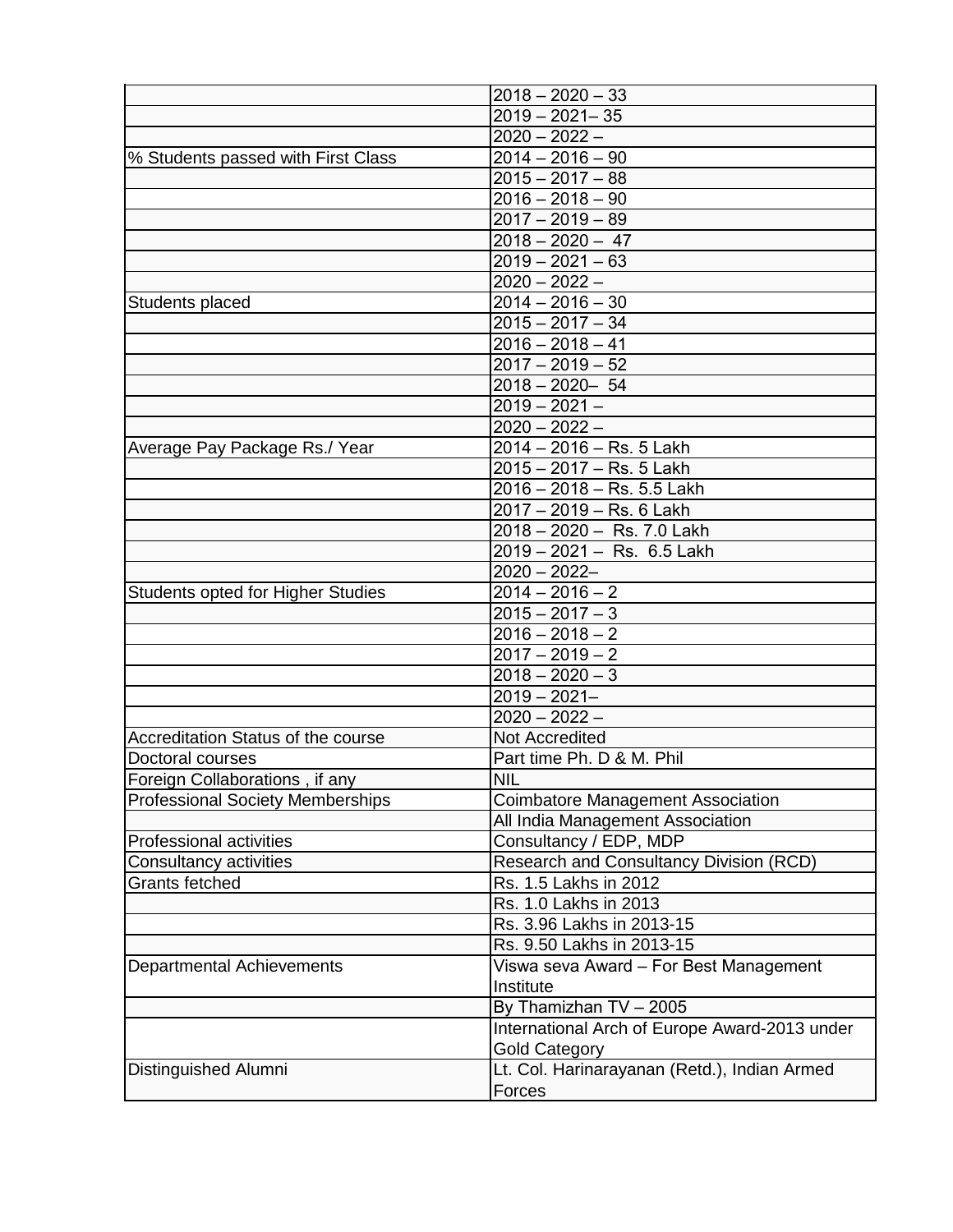| | |
|---|---|
| | 2018 – 2020 – 33 |
| | 2019 – 2021– 35 |
| | 2020 – 2022 – |
| % Students passed with First Class | 2014 – 2016 – 90 |
| | 2015 – 2017 – 88 |
| | 2016 – 2018 – 90 |
| | 2017 – 2019 – 89 |
| | 2018 – 2020 – 47 |
| | 2019 – 2021 – 63 |
| | 2020 – 2022 – |
| Students placed | 2014 – 2016 – 30 |
| | 2015 – 2017 – 34 |
| | 2016 – 2018 – 41 |
| | 2017 – 2019 – 52 |
| | 2018 – 2020– 54 |
| | 2019 – 2021 – |
| | 2020 – 2022 – |
| Average Pay Package Rs./ Year | 2014 – 2016 – Rs. 5 Lakh |
| | 2015 – 2017 – Rs. 5 Lakh |
| | 2016 – 2018 – Rs. 5.5 Lakh |
| | 2017 – 2019 – Rs. 6 Lakh |
| | 2018 – 2020 – Rs. 7.0 Lakh |
| | 2019 – 2021 – Rs. 6.5 Lakh |
| | 2020 – 2022– |
| Students opted for Higher Studies | 2014 – 2016 – 2 |
| | 2015 – 2017 – 3 |
| | 2016 – 2018 – 2 |
| | 2017 – 2019 – 2 |
| | 2018 – 2020 – 3 |
| | 2019 – 2021– |
| | 2020 – 2022 – |
| Accreditation Status of the course | Not Accredited |
| Doctoral courses | Part time Ph. D & M. Phil |
| Foreign Collaborations , if any | NIL |
| Professional Society Memberships | Coimbatore Management Association |
| | All India Management Association |
| Professional activities | Consultancy / EDP, MDP |
| Consultancy activities | Research and Consultancy Division (RCD) |
| Grants fetched | Rs. 1.5 Lakhs in 2012 |
| | Rs. 1.0 Lakhs in 2013 |
| | Rs. 3.96 Lakhs in 2013-15 |
| | Rs. 9.50 Lakhs in 2013-15 |
| Departmental Achievements | Viswa seva Award – For Best Management Institute |
| | By Thamizhan TV – 2005 |
| | International Arch of Europe Award-2013 under Gold Category |
| Distinguished Alumni | Lt. Col. Harinarayanan (Retd.), Indian Armed Forces |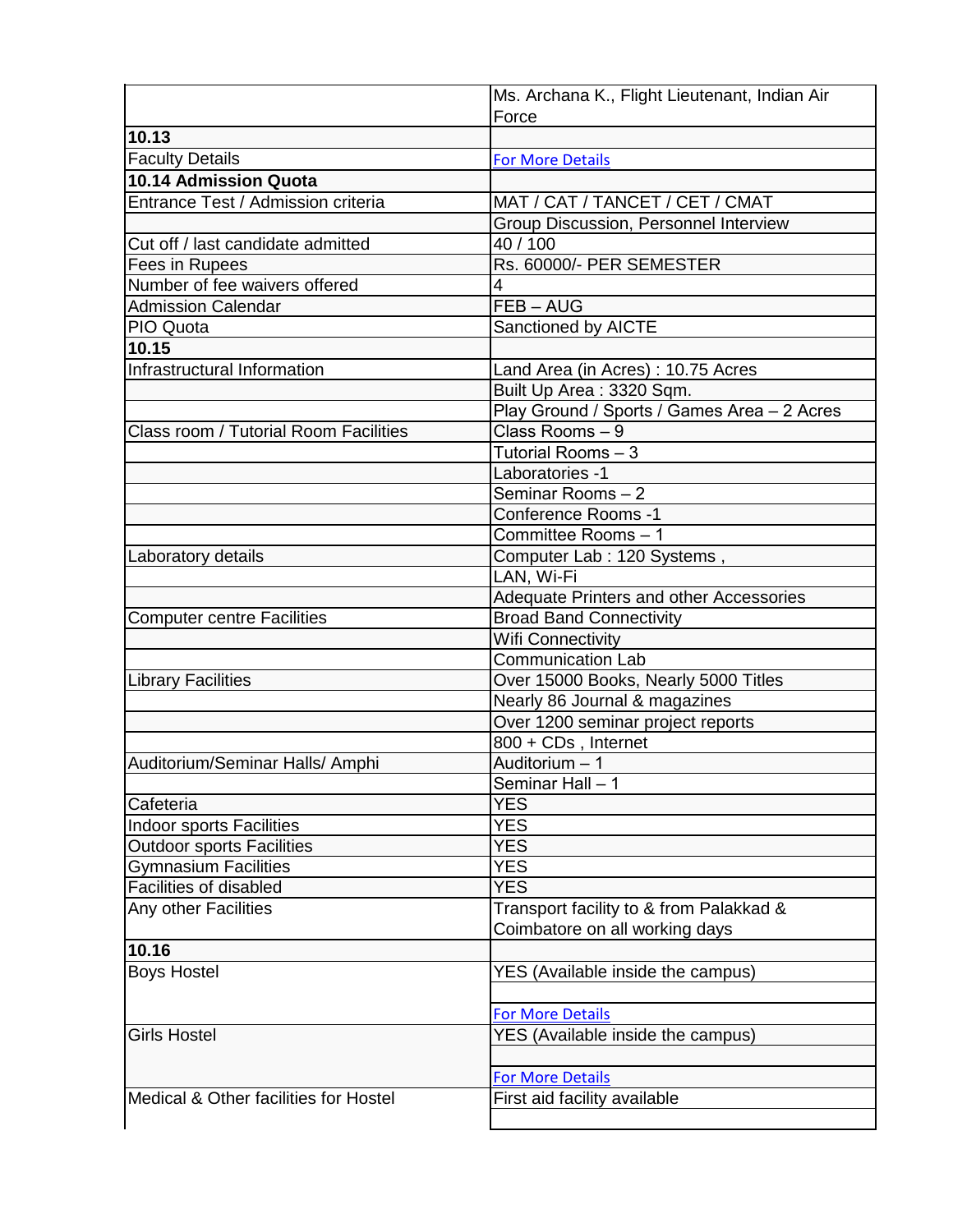| | |
|---|---|
| | Ms. Archana K., Flight Lieutenant, Indian Air Force |
| **10.13** | |
| Faculty Details | For More Details |
| **10.14 Admission Quota** | |
| Entrance Test / Admission criteria | MAT / CAT / TANCET / CET / CMAT |
| | Group Discussion, Personnel Interview |
| Cut off / last candidate admitted | 40 / 100 |
| Fees in Rupees | Rs. 60000/- PER SEMESTER |
| Number of fee waivers offered | 4 |
| Admission Calendar | FEB – AUG |
| PIO Quota | Sanctioned by AICTE |
| **10.15** | |
| Infrastructural Information | Land Area (in Acres) : 10.75 Acres |
| | Built Up Area : 3320 Sqm. |
| | Play Ground / Sports / Games Area – 2 Acres |
| Class room / Tutorial Room Facilities | Class Rooms – 9 |
| | Tutorial Rooms – 3 |
| | Laboratories -1 |
| | Seminar Rooms – 2 |
| | Conference Rooms -1 |
| | Committee Rooms – 1 |
| Laboratory details | Computer Lab : 120 Systems , |
| | LAN, Wi-Fi |
| | Adequate Printers and other Accessories |
| Computer centre Facilities | Broad Band Connectivity |
| | Wifi Connectivity |
| | Communication Lab |
| Library Facilities | Over 15000 Books, Nearly 5000 Titles |
| | Nearly 86 Journal & magazines |
| | Over 1200 seminar project reports |
| | 800 + CDs , Internet |
| Auditorium/Seminar Halls/ Amphi | Auditorium – 1 |
| | Seminar Hall – 1 |
| Cafeteria | YES |
| Indoor sports Facilities | YES |
| Outdoor sports Facilities | YES |
| Gymnasium Facilities | YES |
| Facilities of disabled | YES |
| Any other Facilities | Transport facility to & from Palakkad & Coimbatore on all working days |
| **10.16** | |
| Boys Hostel | YES (Available inside the campus) |
| | |
| | For More Details |
| Girls Hostel | YES (Available inside the campus) |
| | |
| | For More Details |
| Medical & Other facilities for Hostel | First aid facility available |
| | |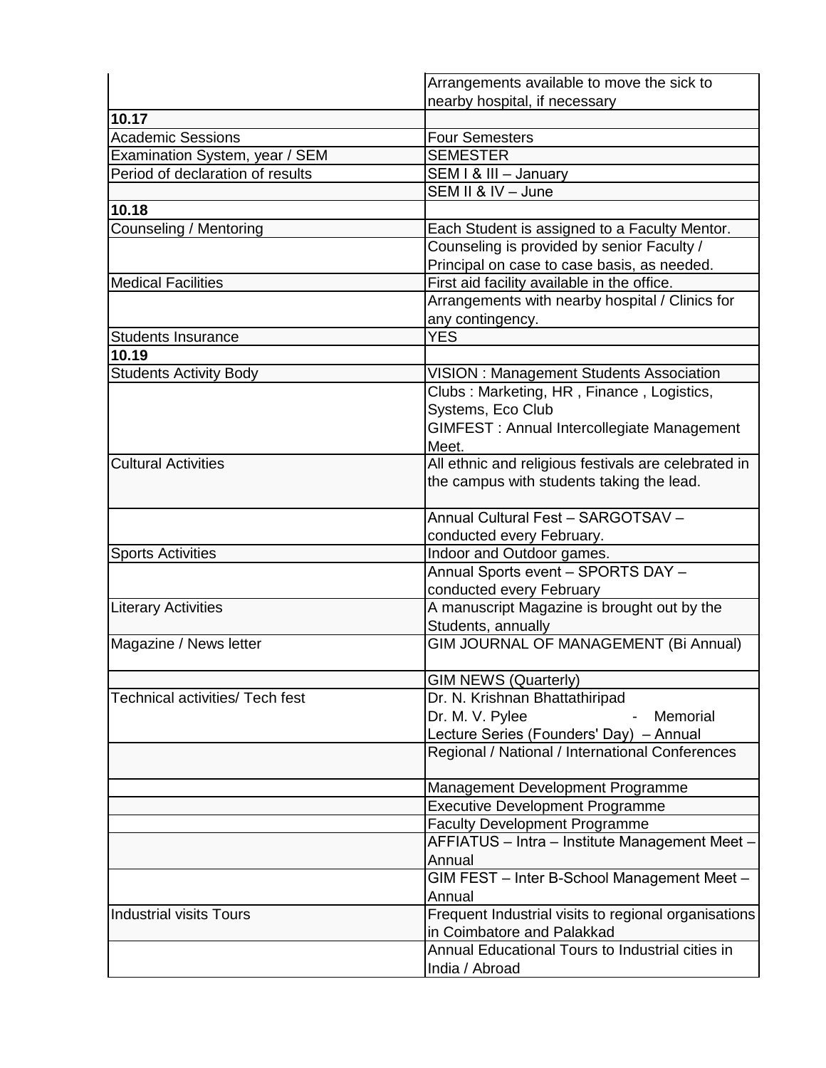| | |
|---|---|
| | Arrangements available to move the sick to nearby hospital, if necessary |
| **10.17** | |
| Academic Sessions | Four Semesters |
| Examination System, year / SEM | SEMESTER |
| Period of declaration of results | SEM I & III – January |
| | SEM II & IV – June |
| **10.18** | |
| Counseling / Mentoring | Each Student is assigned to a Faculty Mentor. |
| | Counseling is provided by senior Faculty / Principal on case to case basis, as needed. |
| Medical Facilities | First aid facility available in the office. |
| | Arrangements with nearby hospital / Clinics for any contingency. |
| Students Insurance | YES |
| **10.19** | |
| Students Activity Body | VISION : Management Students Association |
| | Clubs : Marketing, HR , Finance , Logistics, Systems, Eco Club<br>GIMFEST : Annual Intercollegiate Management Meet. |
| Cultural Activities | All ethnic and religious festivals are celebrated in the campus with students taking the lead. |
| | Annual Cultural Fest – SARGOTSAV – conducted every February. |
| Sports Activities | Indoor and Outdoor games. |
| | Annual Sports event – SPORTS DAY – conducted every February |
| Literary Activities | A manuscript Magazine is brought out by the Students, annually |
| Magazine / News letter | GIM JOURNAL OF MANAGEMENT (Bi Annual) |
| | GIM NEWS (Quarterly) |
| Technical activities/ Tech fest | Dr. N. Krishnan Bhattathiripad<br>Dr. M. V. Pylee - Memorial Lecture Series (Founders' Day) – Annual |
| | Regional / National / International Conferences |
| | Management Development Programme |
| | Executive Development Programme |
| | Faculty Development Programme |
| | AFFIATUS – Intra – Institute Management Meet – Annual |
| | GIM FEST – Inter B-School Management Meet – Annual |
| Industrial visits Tours | Frequent Industrial visits to regional organisations in Coimbatore and Palakkad |
| | Annual Educational Tours to Industrial cities in India / Abroad |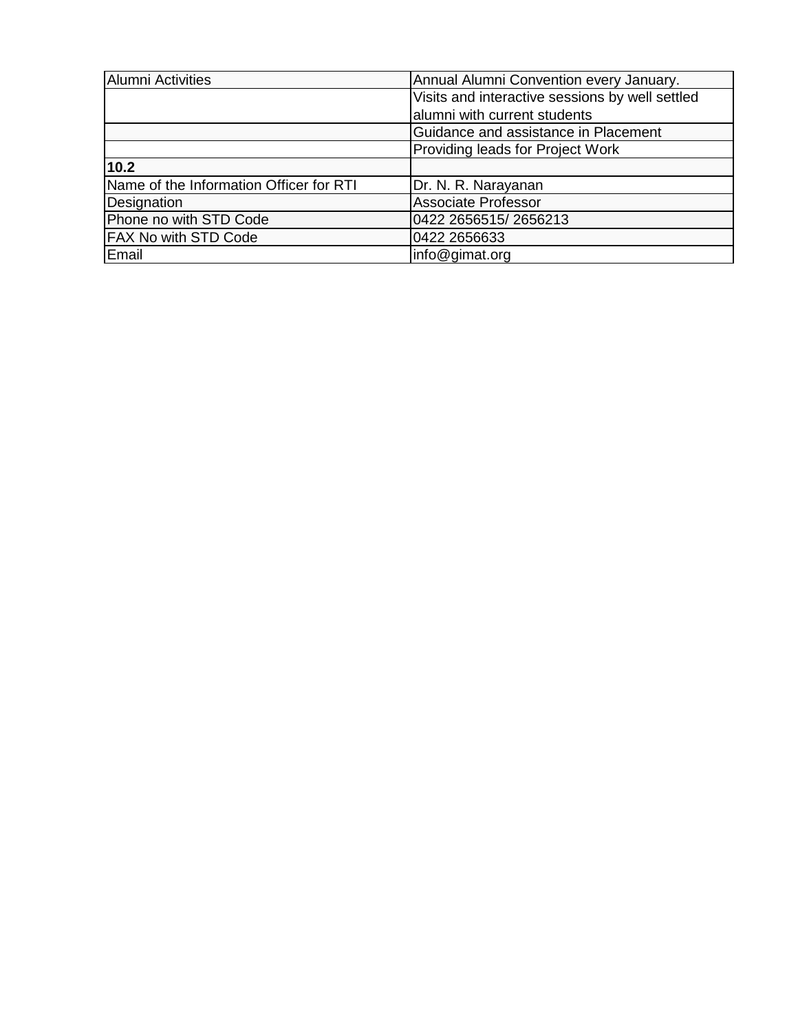| | |
|---|---|
| Alumni Activities | Annual Alumni Convention every January. |
| | Visits and interactive sessions by well settled alumni with current students |
| | Guidance and assistance in Placement |
| | Providing leads for Project Work |
| **10.2** | |
| Name of the Information Officer for RTI | Dr. N. R. Narayanan |
| Designation | Associate Professor |
| Phone no with STD Code | 0422 2656515/ 2656213 |
| FAX No with STD Code | 0422 2656633 |
| Email | info@gimat.org |